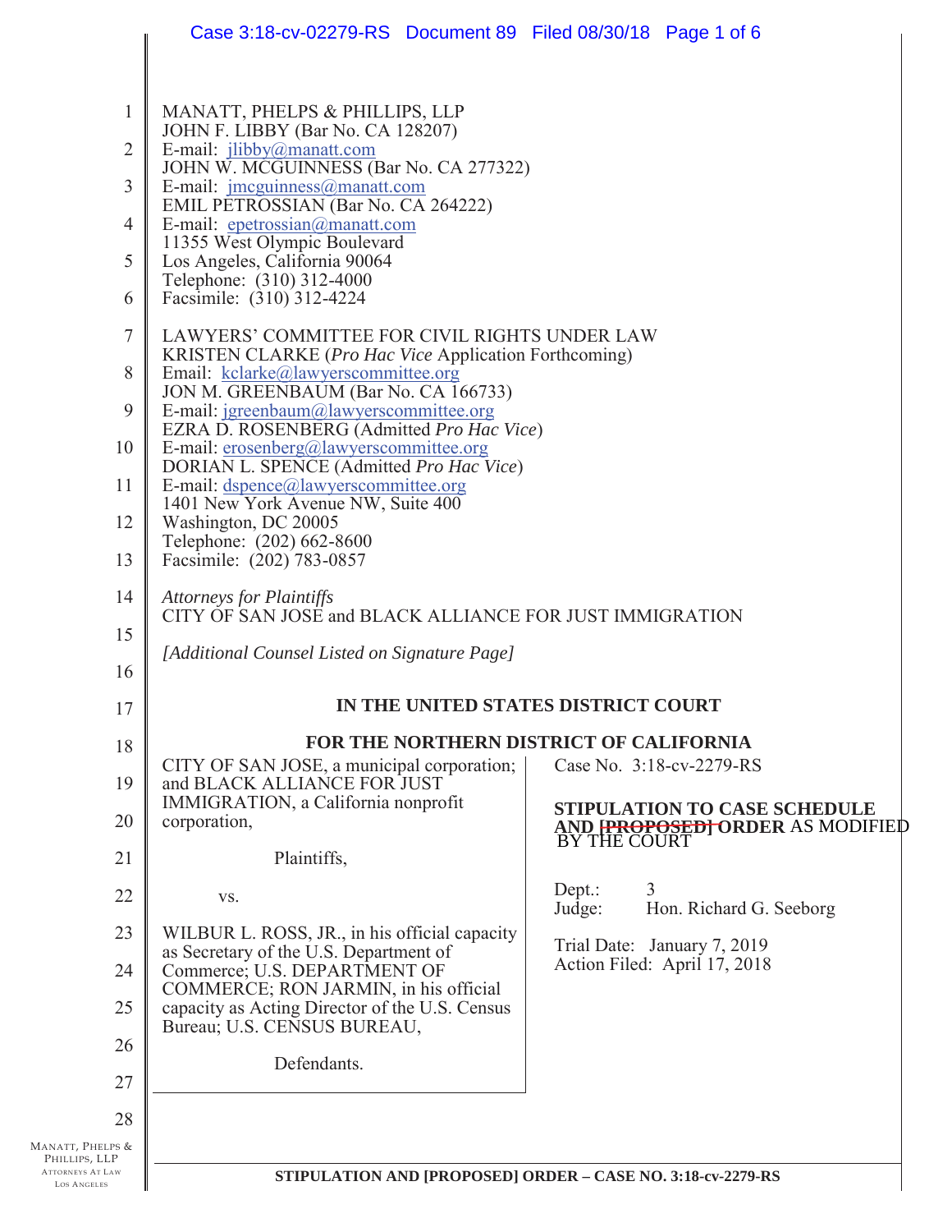MANATT, PHELPS & PHILLIPS, LLP
JOHN F. LIBBY (Bar No. CA 128207)
E-mail: jlibby@manatt.com
JOHN W. MCGUINNESS (Bar No. CA 277322)
E-mail: jmcguinness@manatt.com
EMIL PETROSSIAN (Bar No. CA 264222)
E-mail: epetrossian@manatt.com
11355 West Olympic Boulevard
Los Angeles, California 90064
Telephone: (310) 312-4000
Facsimile: (310) 312-4224

LAWYERS' COMMITTEE FOR CIVIL RIGHTS UNDER LAW
KRISTEN CLARKE (*Pro Hac Vice* Application Forthcoming)
Email: kclarke@lawyerscommittee.org
JON M. GREENBAUM (Bar No. CA 166733)
E-mail: jgreenbaum@lawyerscommittee.org
EZRA D. ROSENBERG (Admitted *Pro Hac Vice*)
E-mail: erosenberg@lawyerscommittee.org
DORIAN L. SPENCE (Admitted *Pro Hac Vice*)
E-mail: dspence@lawyerscommittee.org
1401 New York Avenue NW, Suite 400
Washington, DC 20005
Telephone: (202) 662-8600
Facsimile: (202) 783-0857

*Attorneys for Plaintiffs*
CITY OF SAN JOSE and BLACK ALLIANCE FOR JUST IMMIGRATION

*[Additional Counsel Listed on Signature Page]*

**IN THE UNITED STATES DISTRICT COURT**

**FOR THE NORTHERN DISTRICT OF CALIFORNIA**

| | |
|---|---|
| CITY OF SAN JOSE, a municipal corporation; and BLACK ALLIANCE FOR JUST IMMIGRATION, a California nonprofit corporation,<br><br>Plaintiffs,<br><br>vs.<br><br>WILBUR L. ROSS, JR., in his official capacity as Secretary of the U.S. Department of Commerce; U.S. DEPARTMENT OF COMMERCE; RON JARMIN, in his official capacity as Acting Director of the U.S. Census Bureau; U.S. CENSUS BUREAU,<br><br>Defendants. | Case No. 3:18-cv-2279-RS<br><br>**STIPULATION TO CASE SCHEDULE AND ~~[PROPOSED]~~ ORDER** AS MODIFIED BY THE COURT<br><br>Dept.: 3<br>Judge: Hon. Richard G. Seeborg<br><br>Trial Date: January 7, 2019<br>Action Filed: April 17, 2018 |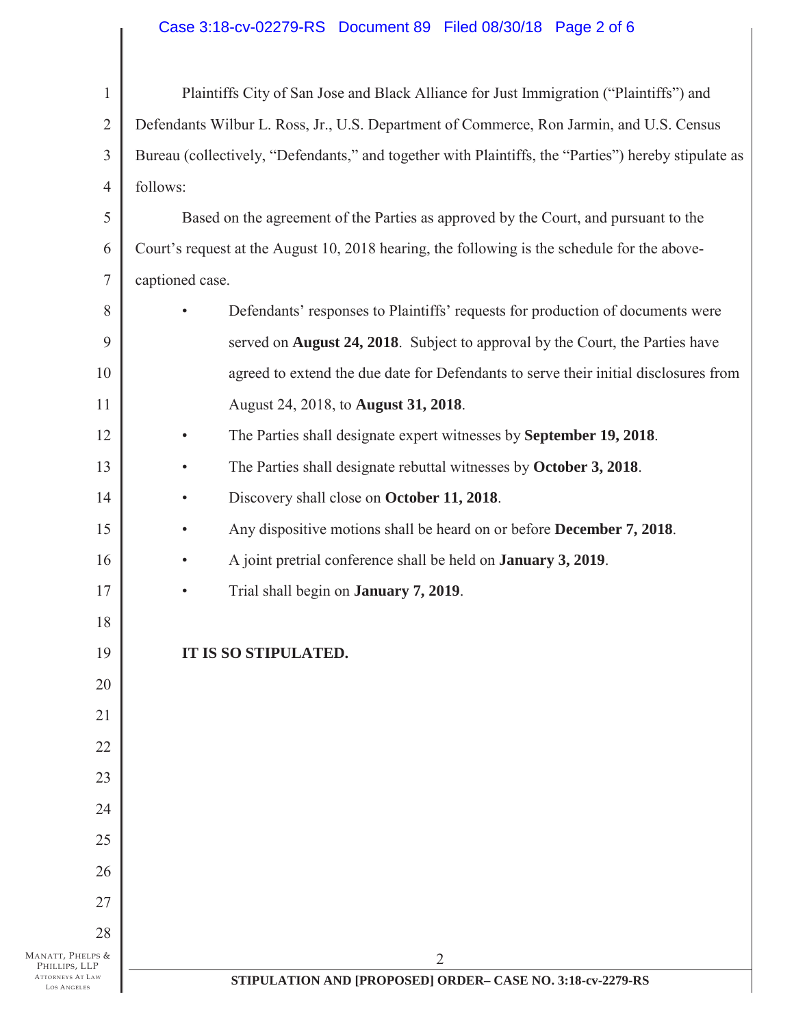Plaintiffs City of San Jose and Black Alliance for Just Immigration ("Plaintiffs") and Defendants Wilbur L. Ross, Jr., U.S. Department of Commerce, Ron Jarmin, and U.S. Census Bureau (collectively, "Defendants," and together with Plaintiffs, the "Parties") hereby stipulate as follows:

Based on the agreement of the Parties as approved by the Court, and pursuant to the Court's request at the August 10, 2018 hearing, the following is the schedule for the above-captioned case.

- Defendants' responses to Plaintiffs' requests for production of documents were served on **August 24, 2018**. Subject to approval by the Court, the Parties have agreed to extend the due date for Defendants to serve their initial disclosures from August 24, 2018, to **August 31, 2018**.
- The Parties shall designate expert witnesses by **September 19, 2018**.
- The Parties shall designate rebuttal witnesses by **October 3, 2018**.
- Discovery shall close on **October 11, 2018**.
- Any dispositive motions shall be heard on or before **December 7, 2018**.
- A joint pretrial conference shall be held on **January 3, 2019**.
- Trial shall begin on **January 7, 2019**.

**IT IS SO STIPULATED.**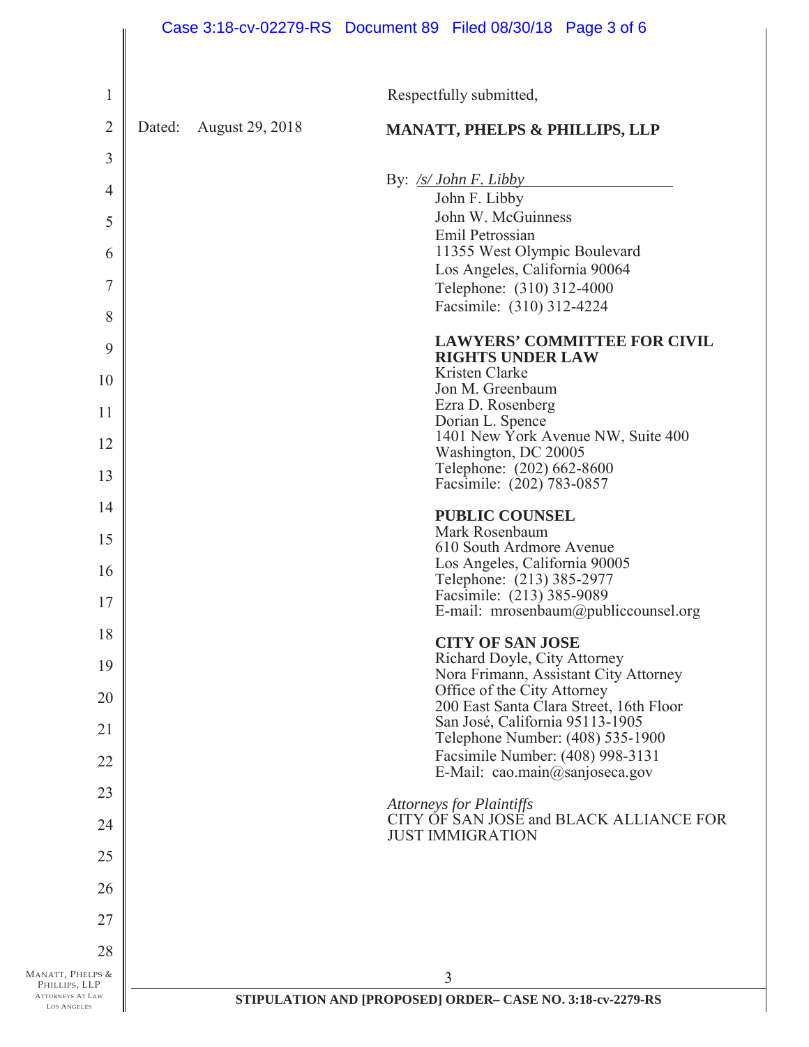Respectfully submitted,

Dated: August 29, 2018

**MANATT, PHELPS & PHILLIPS, LLP**

By: */s/ John F. Libby*

John F. Libby
John W. McGuinness
Emil Petrossian
11355 West Olympic Boulevard
Los Angeles, California 90064
Telephone: (310) 312-4000
Facsimile: (310) 312-4224

**LAWYERS' COMMITTEE FOR CIVIL RIGHTS UNDER LAW**
Kristen Clarke
Jon M. Greenbaum
Ezra D. Rosenberg
Dorian L. Spence
1401 New York Avenue NW, Suite 400
Washington, DC 20005
Telephone: (202) 662-8600
Facsimile: (202) 783-0857

**PUBLIC COUNSEL**
Mark Rosenbaum
610 South Ardmore Avenue
Los Angeles, California 90005
Telephone: (213) 385-2977
Facsimile: (213) 385-9089
E-mail: mrosenbaum@publiccounsel.org

**CITY OF SAN JOSE**
Richard Doyle, City Attorney
Nora Frimann, Assistant City Attorney
Office of the City Attorney
200 East Santa Clara Street, 16th Floor
San José, California 95113-1905
Telephone Number: (408) 535-1900
Facsimile Number: (408) 998-3131
E-Mail: cao.main@sanjoseca.gov

*Attorneys for Plaintiffs*
CITY OF SAN JOSE and BLACK ALLIANCE FOR JUST IMMIGRATION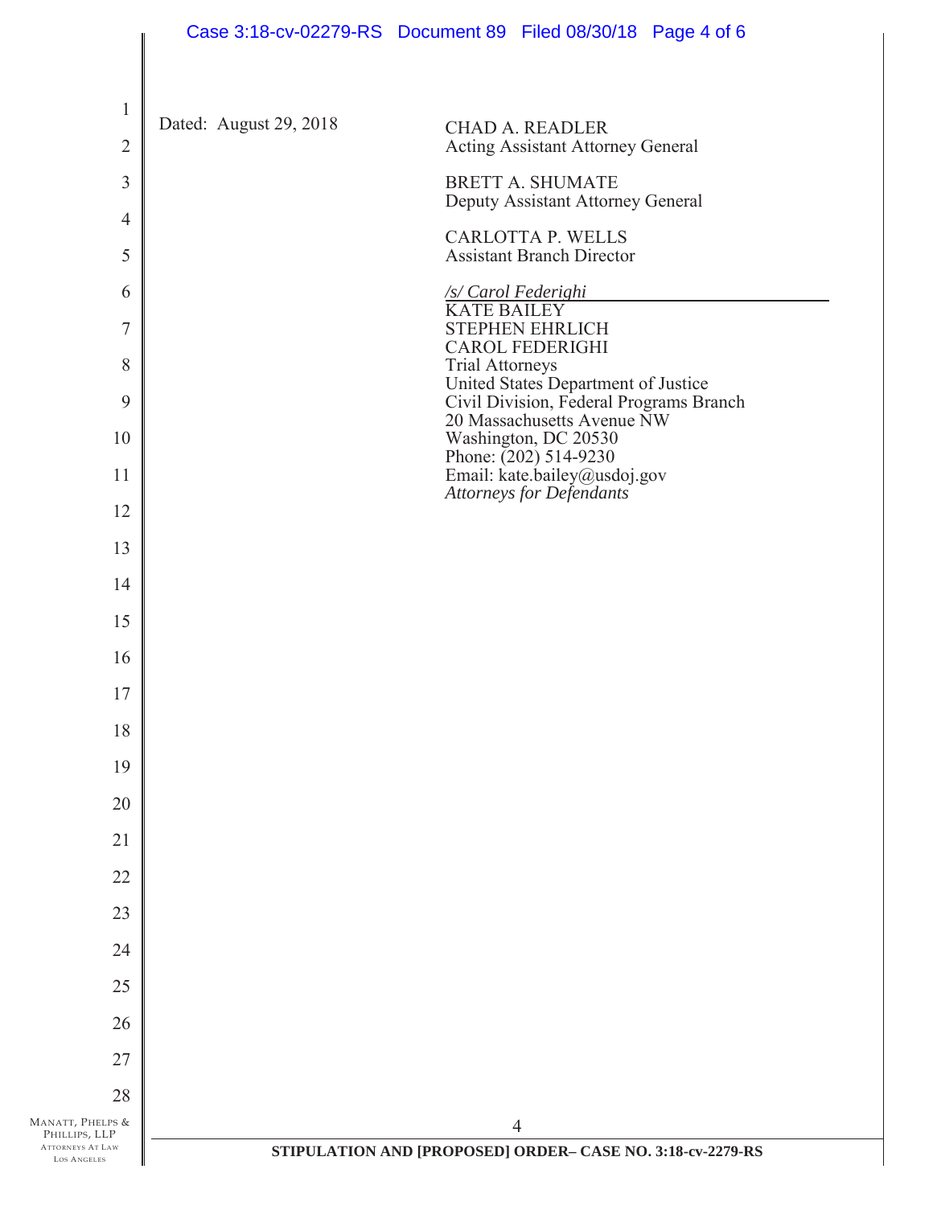Dated: August 29, 2018

CHAD A. READLER
Acting Assistant Attorney General

BRETT A. SHUMATE
Deputy Assistant Attorney General

CARLOTTA P. WELLS
Assistant Branch Director

*/s/ Carol Federighi*
KATE BAILEY
STEPHEN EHRLICH
CAROL FEDERIGHI
Trial Attorneys
United States Department of Justice
Civil Division, Federal Programs Branch
20 Massachusetts Avenue NW
Washington, DC 20530
Phone: (202) 514-9230
Email: kate.bailey@usdoj.gov
*Attorneys for Defendants*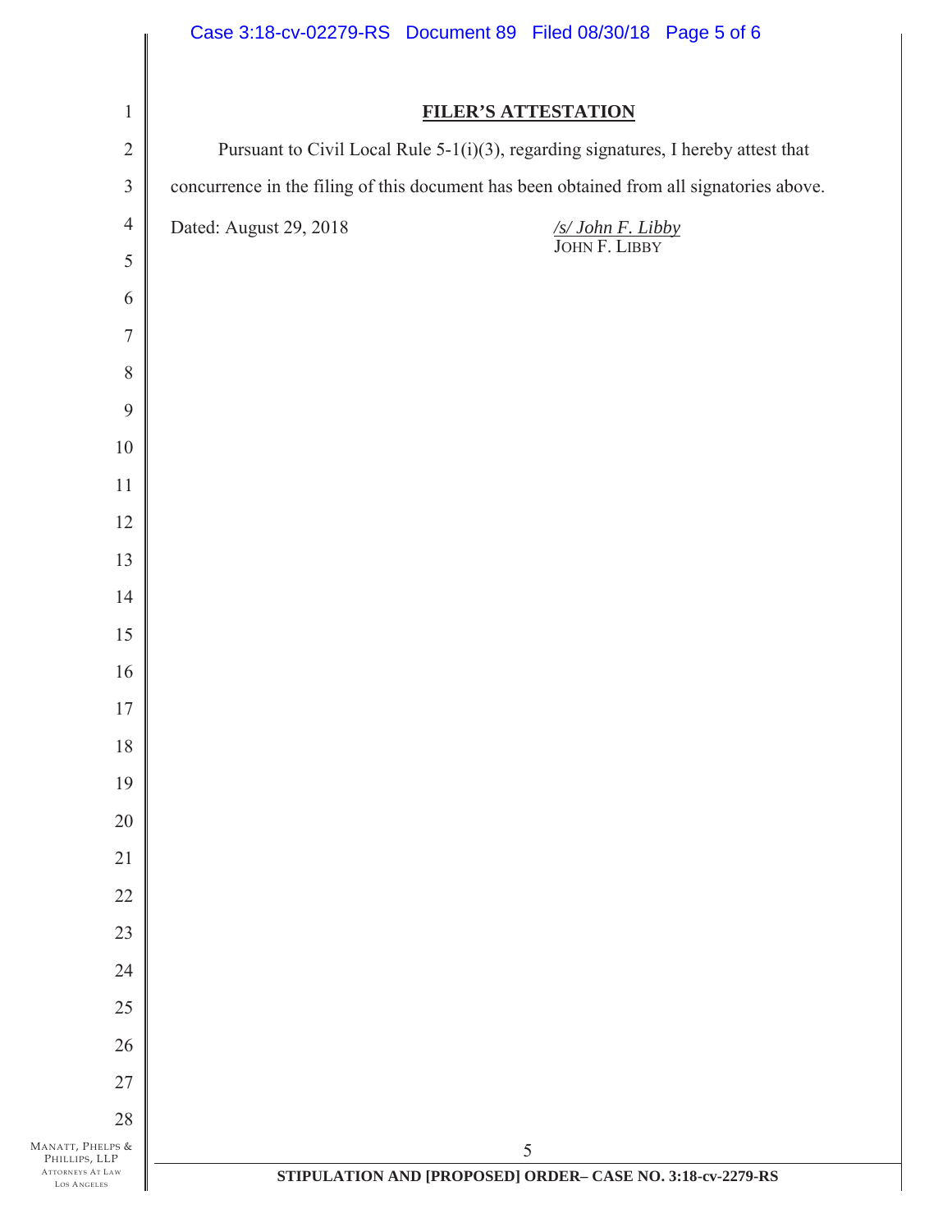## FILER'S ATTESTATION

Pursuant to Civil Local Rule 5-1(i)(3), regarding signatures, I hereby attest that concurrence in the filing of this document has been obtained from all signatories above.

Dated: August 29, 2018

*/s/ John F. Libby*
JOHN F. LIBBY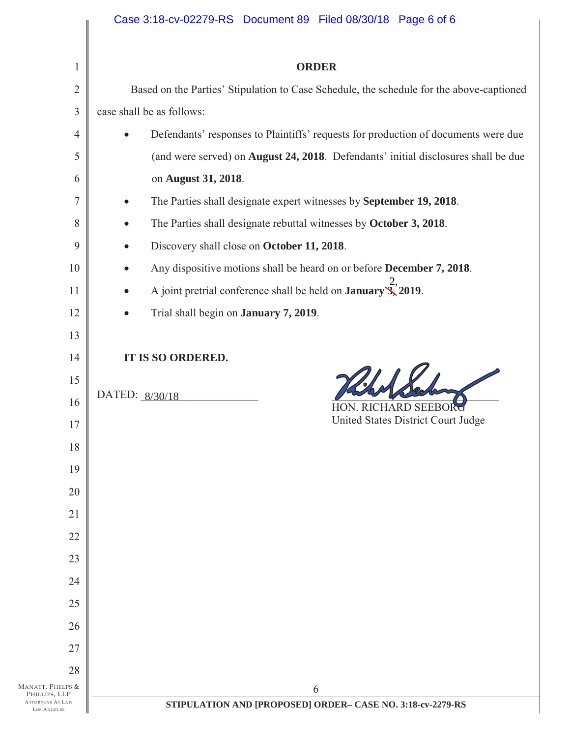## ORDER

Based on the Parties' Stipulation to Case Schedule, the schedule for the above-captioned case shall be as follows:

- Defendants' responses to Plaintiffs' requests for production of documents were due (and were served) on **August 24, 2018**. Defendants' initial disclosures shall be due on **August 31, 2018**.
- The Parties shall designate expert witnesses by **September 19, 2018**.
- The Parties shall designate rebuttal witnesses by **October 3, 2018**.
- Discovery shall close on **October 11, 2018**.
- Any dispositive motions shall be heard on or before **December 7, 2018**.
- A joint pretrial conference shall be held on **January ~~3,~~ 2, 2019**.
- Trial shall begin on **January 7, 2019**.

**IT IS SO ORDERED.**

DATED: 8/30/18

HON. RICHARD SEEBORG
United States District Court Judge

MANATT, PHELPS & PHILLIPS, LLP
ATTORNEYS AT LAW
LOS ANGELES

STIPULATION AND [PROPOSED] ORDER– CASE NO. 3:18-cv-2279-RS